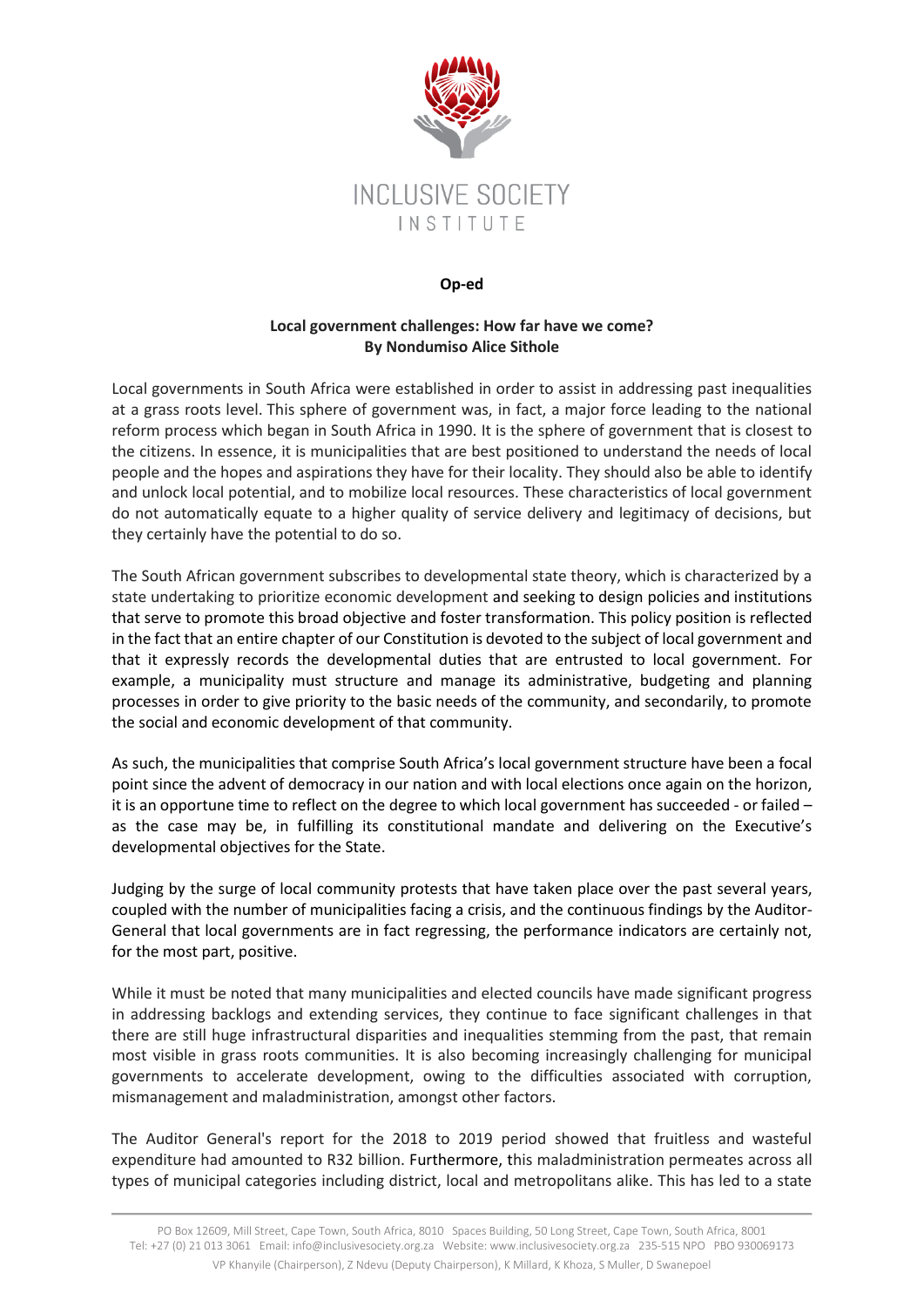INCLUSIVE SOCIETY INSTITUTE

**Op-ed**

**Local government challenges: How far have we come?**
**By Nondumiso Alice Sithole**

Local governments in South Africa were established in order to assist in addressing past inequalities at a grass roots level. This sphere of government was, in fact, a major force leading to the national reform process which began in South Africa in 1990. It is the sphere of government that is closest to the citizens. In essence, it is municipalities that are best positioned to understand the needs of local people and the hopes and aspirations they have for their locality. They should also be able to identify and unlock local potential, and to mobilize local resources. These characteristics of local government do not automatically equate to a higher quality of service delivery and legitimacy of decisions, but they certainly have the potential to do so.

The South African government subscribes to developmental state theory, which is characterized by a state undertaking to prioritize economic development and seeking to design policies and institutions that serve to promote this broad objective and foster transformation. This policy position is reflected in the fact that an entire chapter of our Constitution is devoted to the subject of local government and that it expressly records the developmental duties that are entrusted to local government. For example, a municipality must structure and manage its administrative, budgeting and planning processes in order to give priority to the basic needs of the community, and secondarily, to promote the social and economic development of that community.

As such, the municipalities that comprise South Africa's local government structure have been a focal point since the advent of democracy in our nation and with local elections once again on the horizon, it is an opportune time to reflect on the degree to which local government has succeeded - or failed – as the case may be, in fulfilling its constitutional mandate and delivering on the Executive's developmental objectives for the State.

Judging by the surge of local community protests that have taken place over the past several years, coupled with the number of municipalities facing a crisis, and the continuous findings by the Auditor-General that local governments are in fact regressing, the performance indicators are certainly not, for the most part, positive.

While it must be noted that many municipalities and elected councils have made significant progress in addressing backlogs and extending services, they continue to face significant challenges in that there are still huge infrastructural disparities and inequalities stemming from the past, that remain most visible in grass roots communities. It is also becoming increasingly challenging for municipal governments to accelerate development, owing to the difficulties associated with corruption, mismanagement and maladministration, amongst other factors.

The Auditor General's report for the 2018 to 2019 period showed that fruitless and wasteful expenditure had amounted to R32 billion. Furthermore, this maladministration permeates across all types of municipal categories including district, local and metropolitans alike. This has led to a state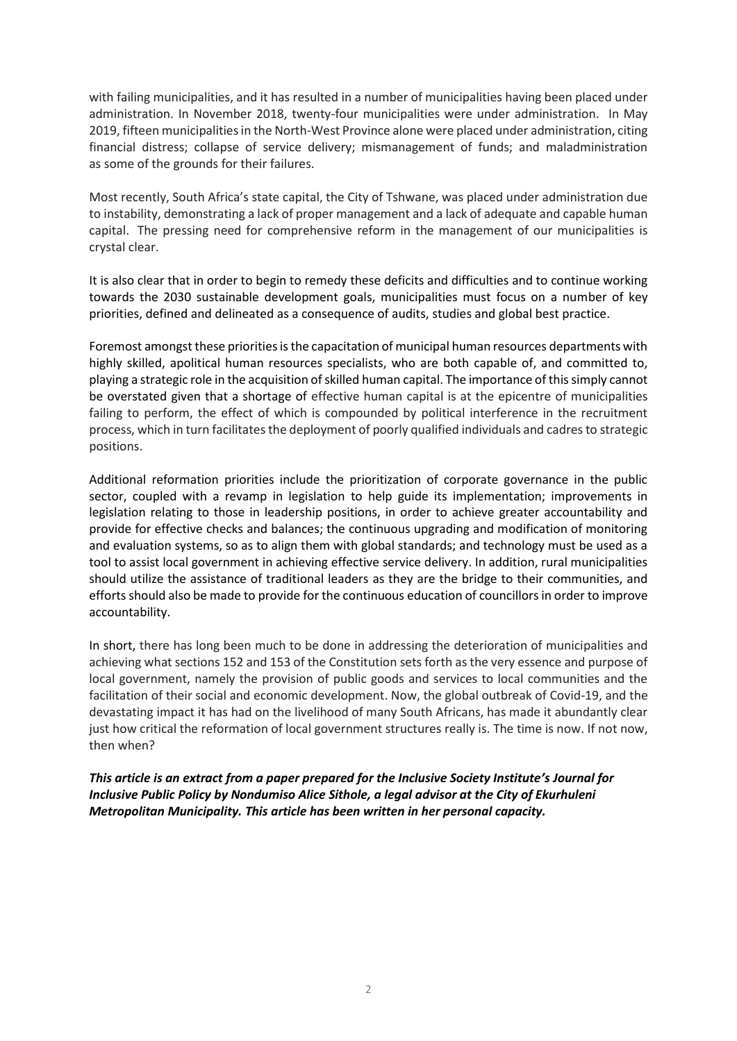with failing municipalities, and it has resulted in a number of municipalities having been placed under administration. In November 2018, twenty-four municipalities were under administration. In May 2019, fifteen municipalities in the North-West Province alone were placed under administration, citing financial distress; collapse of service delivery; mismanagement of funds; and maladministration as some of the grounds for their failures.

Most recently, South Africa's state capital, the City of Tshwane, was placed under administration due to instability, demonstrating a lack of proper management and a lack of adequate and capable human capital. The pressing need for comprehensive reform in the management of our municipalities is crystal clear.

It is also clear that in order to begin to remedy these deficits and difficulties and to continue working towards the 2030 sustainable development goals, municipalities must focus on a number of key priorities, defined and delineated as a consequence of audits, studies and global best practice.

Foremost amongst these priorities is the capacitation of municipal human resources departments with highly skilled, apolitical human resources specialists, who are both capable of, and committed to, playing a strategic role in the acquisition of skilled human capital. The importance of this simply cannot be overstated given that a shortage of effective human capital is at the epicentre of municipalities failing to perform, the effect of which is compounded by political interference in the recruitment process, which in turn facilitates the deployment of poorly qualified individuals and cadres to strategic positions.

Additional reformation priorities include the prioritization of corporate governance in the public sector, coupled with a revamp in legislation to help guide its implementation; improvements in legislation relating to those in leadership positions, in order to achieve greater accountability and provide for effective checks and balances; the continuous upgrading and modification of monitoring and evaluation systems, so as to align them with global standards; and technology must be used as a tool to assist local government in achieving effective service delivery. In addition, rural municipalities should utilize the assistance of traditional leaders as they are the bridge to their communities, and efforts should also be made to provide for the continuous education of councillors in order to improve accountability.

In short, there has long been much to be done in addressing the deterioration of municipalities and achieving what sections 152 and 153 of the Constitution sets forth as the very essence and purpose of local government, namely the provision of public goods and services to local communities and the facilitation of their social and economic development. Now, the global outbreak of Covid-19, and the devastating impact it has had on the livelihood of many South Africans, has made it abundantly clear just how critical the reformation of local government structures really is. The time is now. If not now, then when?

***This article is an extract from a paper prepared for the Inclusive Society Institute's Journal for Inclusive Public Policy by Nondumiso Alice Sithole, a legal advisor at the City of Ekurhuleni Metropolitan Municipality. This article has been written in her personal capacity.***